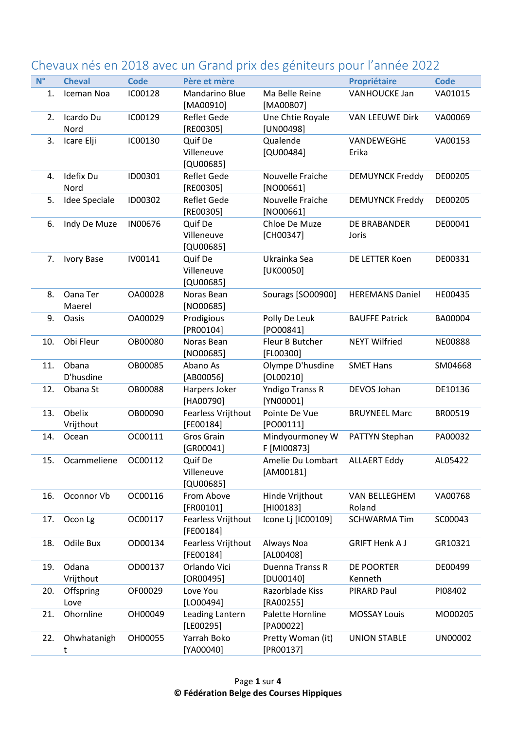## Chevaux nés en 2018 avec un Grand prix des géniteurs pour l'année 2022

| N° | Cheval | Code | Père et mère | | Propriétaire | Code |
|---|---|---|---|---|---|---|
| 1. | Iceman Noa | IC00128 | Mandarino Blue [MA00910] | Ma Belle Reine [MA00807] | VANHOUCKE Jan | VA01015 |
| 2. | Icardo Du Nord | IC00129 | Reflet Gede [RE00305] | Une Chtie Royale [UN00498] | VAN LEEUWE Dirk | VA00069 |
| 3. | Icare Elji | IC00130 | Quif De Villeneuve [QU00685] | Qualende [QU00484] | VANDEWEGHE Erika | VA00153 |
| 4. | Idefix Du Nord | ID00301 | Reflet Gede [RE00305] | Nouvelle Fraiche [NO00661] | DEMUYNCK Freddy | DE00205 |
| 5. | Idee Speciale | ID00302 | Reflet Gede [RE00305] | Nouvelle Fraiche [NO00661] | DEMUYNCK Freddy | DE00205 |
| 6. | Indy De Muze | IN00676 | Quif De Villeneuve [QU00685] | Chloe De Muze [CH00347] | DE BRABANDER Joris | DE00041 |
| 7. | Ivory Base | IV00141 | Quif De Villeneuve [QU00685] | Ukrainka Sea [UK00050] | DE LETTER Koen | DE00331 |
| 8. | Oana Ter Maerel | OA00028 | Noras Bean [NO00685] | Sourags [SO00900] | HEREMANS Daniel | HE00435 |
| 9. | Oasis | OA00029 | Prodigious [PR00104] | Polly De Leuk [PO00841] | BAUFFE Patrick | BA00004 |
| 10. | Obi Fleur | OB00080 | Noras Bean [NO00685] | Fleur B Butcher [FL00300] | NEYT Wilfried | NE00888 |
| 11. | Obana D'husdine | OB00085 | Abano As [AB00056] | Olympe D'husdine [OL00210] | SMET Hans | SM04668 |
| 12. | Obana St | OB00088 | Harpers Joker [HA00790] | Yndigo Transs R [YN00001] | DEVOS Johan | DE10136 |
| 13. | Obelix Vrijthout | OB00090 | Fearless Vrijthout [FE00184] | Pointe De Vue [PO00111] | BRUYNEEL Marc | BR00519 |
| 14. | Ocean | OC00111 | Gros Grain [GR00041] | Mindyourmoney W F [MI00873] | PATTYN Stephan | PA00032 |
| 15. | Ocammeliene | OC00112 | Quif De Villeneuve [QU00685] | Amelie Du Lombart [AM00181] | ALLAERT Eddy | AL05422 |
| 16. | Oconnor Vb | OC00116 | From Above [FR00101] | Hinde Vrijthout [HI00183] | VAN BELLEGHEM Roland | VA00768 |
| 17. | Ocon Lg | OC00117 | Fearless Vrijthout [FE00184] | Icone Lj [IC00109] | SCHWARMA Tim | SC00043 |
| 18. | Odile Bux | OD00134 | Fearless Vrijthout [FE00184] | Always Noa [AL00408] | GRIFT Henk A J | GR10321 |
| 19. | Odana Vrijthout | OD00137 | Orlando Vici [OR00495] | Duenna Transs R [DU00140] | DE POORTER Kenneth | DE00499 |
| 20. | Offspring Love | OF00029 | Love You [LO00494] | Razorblade Kiss [RA00255] | PIRARD Paul | PI08402 |
| 21. | Ohornline | OH00049 | Leading Lantern [LE00295] | Palette Hornline [PA00022] | MOSSAY Louis | MO00205 |
| 22. | Ohwhatanight | OH00055 | Yarrah Boko [YA00040] | Pretty Woman (it) [PR00137] | UNION STABLE | UN00002 |

**© Fédération Belge des Courses Hippiques**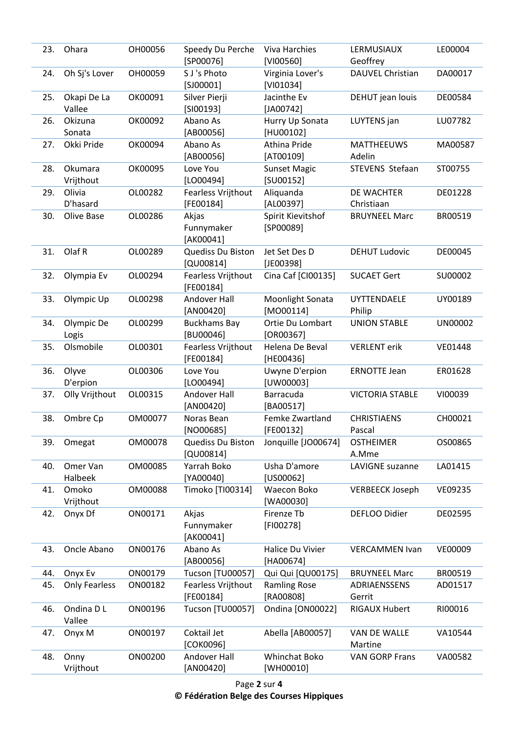| | | | | | | |
|---|---|---|---|---|---|---|
| 23. | Ohara | OH00056 | Speedy Du Perche [SP00076] | Viva Harchies [VI00560] | LERMUSIAUX Geoffrey | LE00004 |
| 24. | Oh Sj's Lover | OH00059 | S J 's Photo [SJ00001] | Virginia Lover's [VI01034] | DAUVEL Christian | DA00017 |
| 25. | Okapi De La Vallee | OK00091 | Silver Pierji [SI00193] | Jacinthe Ev [JA00742] | DEHUT jean louis | DE00584 |
| 26. | Okizuna Sonata | OK00092 | Abano As [AB00056] | Hurry Up Sonata [HU00102] | LUYTENS jan | LU07782 |
| 27. | Okki Pride | OK00094 | Abano As [AB00056] | Athina Pride [AT00109] | MATTHEEUWS Adelin | MA00587 |
| 28. | Okumara Vrijthout | OK00095 | Love You [LO00494] | Sunset Magic [SU00152] | STEVENS Stefaan | ST00755 |
| 29. | Olivia D'hasard | OL00282 | Fearless Vrijthout [FE00184] | Aliquanda [AL00397] | DE WACHTER Christiaan | DE01228 |
| 30. | Olive Base | OL00286 | Akjas Funnymaker [AK00041] | Spirit Kievitshof [SP00089] | BRUYNEEL Marc | BR00519 |
| 31. | Olaf R | OL00289 | Quediss Du Biston [QU00814] | Jet Set Des D [JE00398] | DEHUT Ludovic | DE00045 |
| 32. | Olympia Ev | OL00294 | Fearless Vrijthout [FE00184] | Cina Caf [CI00135] | SUCAET Gert | SU00002 |
| 33. | Olympic Up | OL00298 | Andover Hall [AN00420] | Moonlight Sonata [MO00114] | UYTTENDAELE Philip | UY00189 |
| 34. | Olympic De Logis | OL00299 | Buckhams Bay [BU00046] | Ortie Du Lombart [OR00367] | UNION STABLE | UN00002 |
| 35. | Olsmobile | OL00301 | Fearless Vrijthout [FE00184] | Helena De Beval [HE00436] | VERLENT erik | VE01448 |
| 36. | Olyve D'erpion | OL00306 | Love You [LO00494] | Uwyne D'erpion [UW00003] | ERNOTTE Jean | ER01628 |
| 37. | Olly Vrijthout | OL00315 | Andover Hall [AN00420] | Barracuda [BA00517] | VICTORIA STABLE | VI00039 |
| 38. | Ombre Cp | OM00077 | Noras Bean [NO00685] | Femke Zwartland [FE00132] | CHRISTIAENS Pascal | CH00021 |
| 39. | Omegat | OM00078 | Quediss Du Biston [QU00814] | Jonquille [JO00674] | OSTHEIMER A.Mme | OS00865 |
| 40. | Omer Van Halbeek | OM00085 | Yarrah Boko [YA00040] | Usha D'amore [US00062] | LAVIGNE suzanne | LA01415 |
| 41. | Omoko Vrijthout | OM00088 | Timoko [TI00314] | Waecon Boko [WA00030] | VERBEECK Joseph | VE09235 |
| 42. | Onyx Df | ON00171 | Akjas Funnymaker [AK00041] | Firenze Tb [FI00278] | DEFLOO Didier | DE02595 |
| 43. | Oncle Abano | ON00176 | Abano As [AB00056] | Halice Du Vivier [HA00674] | VERCAMMEN Ivan | VE00009 |
| 44. | Onyx Ev | ON00179 | Tucson [TU00057] | Qui Qui [QU00175] | BRUYNEEL Marc | BR00519 |
| 45. | Only Fearless | ON00182 | Fearless Vrijthout [FE00184] | Ramling Rose [RA00808] | ADRIAENSSENS Gerrit | AD01517 |
| 46. | Ondina D L Vallee | ON00196 | Tucson [TU00057] | Ondina [ON00022] | RIGAUX Hubert | RI00016 |
| 47. | Onyx M | ON00197 | Coktail Jet [COK0096] | Abella [AB00057] | VAN DE WALLE Martine | VA10544 |
| 48. | Onny Vrijthout | ON00200 | Andover Hall [AN00420] | Whinchat Boko [WH00010] | VAN GORP Frans | VA00582 |

**© Fédération Belge des Courses Hippiques**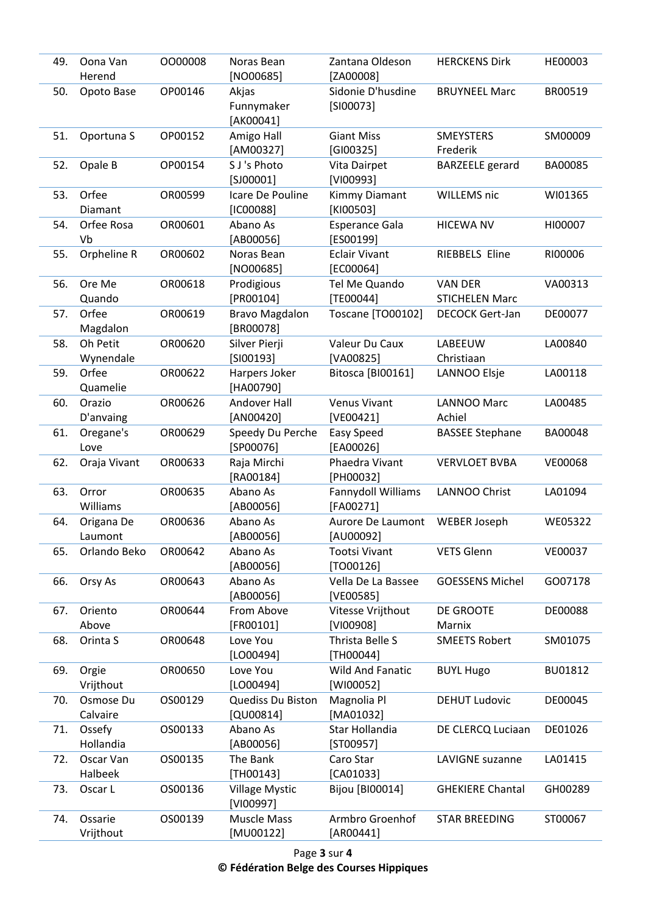| | | | | | | |
|---|---|---|---|---|---|---|
| 49. | Oona Van Herend | OO00008 | Noras Bean [NO00685] | Zantana Oldeson [ZA00008] | HERCKENS Dirk | HE00003 |
| 50. | Opoto Base | OP00146 | Akjas Funnymaker [AK00041] | Sidonie D'husdine [SI00073] | BRUYNEEL Marc | BR00519 |
| 51. | Oportuna S | OP00152 | Amigo Hall [AM00327] | Giant Miss [GI00325] | SMEYSTERS Frederik | SM00009 |
| 52. | Opale B | OP00154 | S J 's Photo [SJ00001] | Vita Dairpet [VI00993] | BARZEELE gerard | BA00085 |
| 53. | Orfee Diamant | OR00599 | Icare De Pouline [IC00088] | Kimmy Diamant [KI00503] | WILLEMS nic | WI01365 |
| 54. | Orfee Rosa Vb | OR00601 | Abano As [AB00056] | Esperance Gala [ES00199] | HICEWA NV | HI00007 |
| 55. | Orpheline R | OR00602 | Noras Bean [NO00685] | Eclair Vivant [EC00064] | RIEBBELS Eline | RI00006 |
| 56. | Ore Me Quando | OR00618 | Prodigious [PR00104] | Tel Me Quando [TE00044] | VAN DER STICHELEN Marc | VA00313 |
| 57. | Orfee Magdalon | OR00619 | Bravo Magdalon [BR00078] | Toscane [TO00102] | DECOCK Gert-Jan | DE00077 |
| 58. | Oh Petit Wynendale | OR00620 | Silver Pierji [SI00193] | Valeur Du Caux [VA00825] | LABEEUW Christiaan | LA00840 |
| 59. | Orfee Quamelie | OR00622 | Harpers Joker [HA00790] | Bitosca [BI00161] | LANNOO Elsje | LA00118 |
| 60. | Orazio D'anvaing | OR00626 | Andover Hall [AN00420] | Venus Vivant [VE00421] | LANNOO Marc Achiel | LA00485 |
| 61. | Oregane's Love | OR00629 | Speedy Du Perche [SP00076] | Easy Speed [EA00026] | BASSEE Stephane | BA00048 |
| 62. | Oraja Vivant | OR00633 | Raja Mirchi [RA00184] | Phaedra Vivant [PH00032] | VERVLOET BVBA | VE00068 |
| 63. | Orror Williams | OR00635 | Abano As [AB00056] | Fannydoll Williams [FA00271] | LANNOO Christ | LA01094 |
| 64. | Origana De Laumont | OR00636 | Abano As [AB00056] | Aurore De Laumont [AU00092] | WEBER Joseph | WE05322 |
| 65. | Orlando Beko | OR00642 | Abano As [AB00056] | Tootsi Vivant [TO00126] | VETS Glenn | VE00037 |
| 66. | Orsy As | OR00643 | Abano As [AB00056] | Vella De La Bassee [VE00585] | GOESSENS Michel | GO07178 |
| 67. | Oriento Above | OR00644 | From Above [FR00101] | Vitesse Vrijthout [VI00908] | DE GROOTE Marnix | DE00088 |
| 68. | Orinta S | OR00648 | Love You [LO00494] | Thrista Belle S [TH00044] | SMEETS Robert | SM01075 |
| 69. | Orgie Vrijthout | OR00650 | Love You [LO00494] | Wild And Fanatic [WI00052] | BUYL Hugo | BU01812 |
| 70. | Osmose Du Calvaire | OS00129 | Quediss Du Biston [QU00814] | Magnolia Pl [MA01032] | DEHUT Ludovic | DE00045 |
| 71. | Ossefy Hollandia | OS00133 | Abano As [AB00056] | Star Hollandia [ST00957] | DE CLERCQ Luciaan | DE01026 |
| 72. | Oscar Van Halbeek | OS00135 | The Bank [TH00143] | Caro Star [CA01033] | LAVIGNE suzanne | LA01415 |
| 73. | Oscar L | OS00136 | Village Mystic [VI00997] | Bijou [BI00014] | GHEKIERE Chantal | GH00289 |
| 74. | Ossarie Vrijthout | OS00139 | Muscle Mass [MU00122] | Armbro Groenhof [AR00441] | STAR BREEDING | ST00067 |

**© Fédération Belge des Courses Hippiques**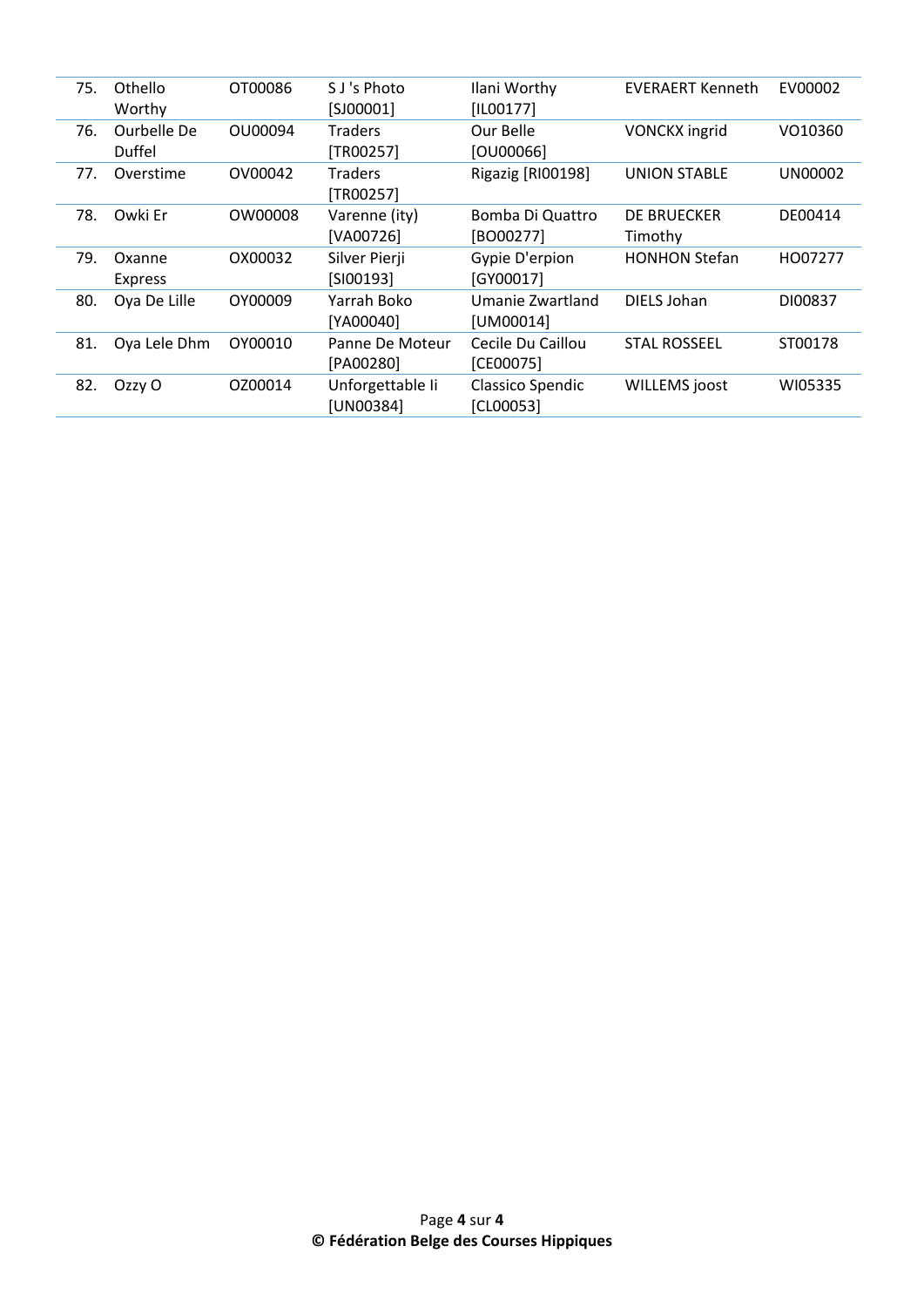| | | | | | | |
|---|---|---|---|---|---|---|
| 75. | Othello Worthy | OT00086 | S J 's Photo [SJ00001] | Ilani Worthy [IL00177] | EVERAERT Kenneth | EV00002 |
| 76. | Ourbelle De Duffel | OU00094 | Traders [TR00257] | Our Belle [OU00066] | VONCKX ingrid | VO10360 |
| 77. | Overstime | OV00042 | Traders [TR00257] | Rigazig [RI00198] | UNION STABLE | UN00002 |
| 78. | Owki Er | OW00008 | Varenne (ity) [VA00726] | Bomba Di Quattro [BO00277] | DE BRUECKER Timothy | DE00414 |
| 79. | Oxanne Express | OX00032 | Silver Pierji [SI00193] | Gypie D'erpion [GY00017] | HONHON Stefan | HO07277 |
| 80. | Oya De Lille | OY00009 | Yarrah Boko [YA00040] | Umanie Zwartland [UM00014] | DIELS Johan | DI00837 |
| 81. | Oya Lele Dhm | OY00010 | Panne De Moteur [PA00280] | Cecile Du Caillou [CE00075] | STAL ROSSEEL | ST00178 |
| 82. | Ozzy O | OZ00014 | Unforgettable Ii [UN00384] | Classico Spendic [CL00053] | WILLEMS joost | WI05335 |

**© Fédération Belge des Courses Hippiques**